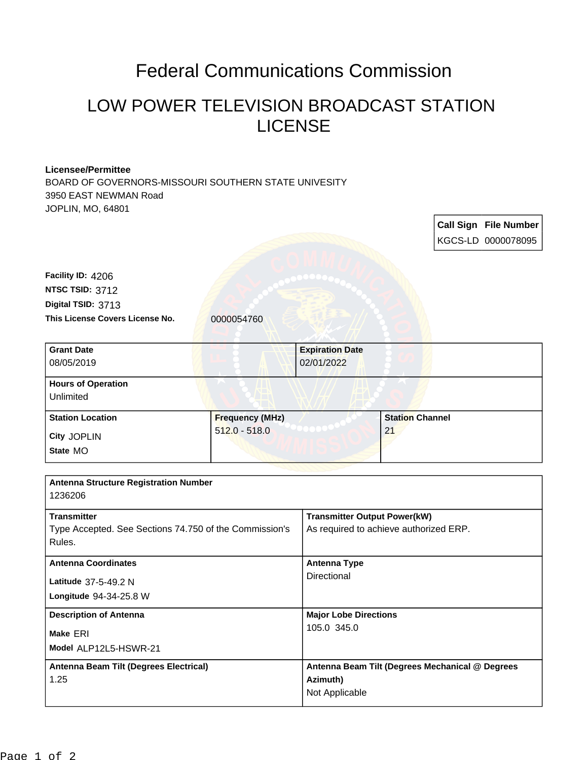# Federal Communications Commission

## LOW POWER TELEVISION BROADCAST STATION LICENSE

**Licensee/Permittee**
BOARD OF GOVERNORS-MISSOURI SOUTHERN STATE UNIVESITY
3950 EAST NEWMAN Road
JOPLIN, MO, 64801

| Call Sign | File Number |
| --- | --- |
| KGCS-LD | 0000078095 |

**Facility ID:** 4206
**NTSC TSID:** 3712
**Digital TSID:** 3713
**This License Covers License No.** 0000054760

| **Grant Date** | **Expiration Date** |
| --- | --- |
| 08/05/2019 | 02/01/2022 |

| **Hours of Operation** |
| --- |
| Unlimited |

| **Station Location** | **Frequency (MHz)** | **Station Channel** |
| --- | --- | --- |
| City JOPLIN<br>State MO | 512.0 - 518.0 | 21 |

| **Antenna Structure Registration Number** | |
| --- | --- |
| 1236206 | |
| **Transmitter** | **Transmitter Output Power(kW)** |
| Type Accepted. See Sections 74.750 of the Commission's Rules. | As required to achieve authorized ERP. |
| **Antenna Coordinates** | **Antenna Type** |
| Latitude 37-5-49.2 N<br>Longitude 94-34-25.8 W | Directional |
| **Description of Antenna** | **Major Lobe Directions** |
| Make ERI<br>Model ALP12L5-HSWR-21 | 105.0 345.0 |
| **Antenna Beam Tilt (Degrees Electrical)** | **Antenna Beam Tilt (Degrees Mechanical @ Degrees Azimuth)** |
| 1.25 | Not Applicable |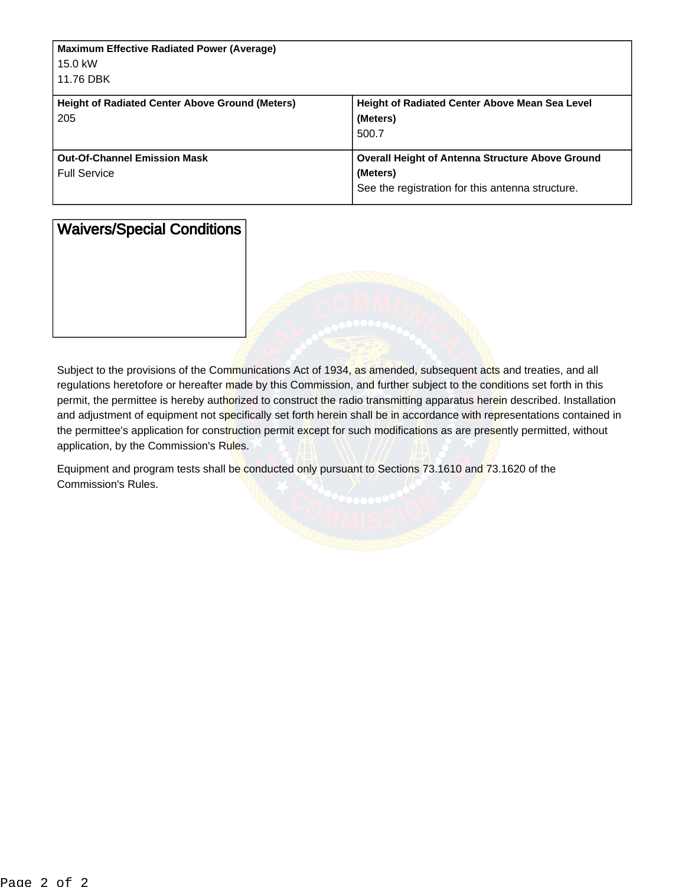| | |
|---|---|
| **Maximum Effective Radiated Power (Average)**<br>15.0 kW<br>11.76 DBK | |
| **Height of Radiated Center Above Ground (Meters)**<br>205 | **Height of Radiated Center Above Mean Sea Level (Meters)**<br>500.7 |
| **Out-Of-Channel Emission Mask**<br>Full Service | **Overall Height of Antenna Structure Above Ground (Meters)**<br>See the registration for this antenna structure. |

## Waivers/Special Conditions

Subject to the provisions of the Communications Act of 1934, as amended, subsequent acts and treaties, and all regulations heretofore or hereafter made by this Commission, and further subject to the conditions set forth in this permit, the permittee is hereby authorized to construct the radio transmitting apparatus herein described. Installation and adjustment of equipment not specifically set forth herein shall be in accordance with representations contained in the permittee's application for construction permit except for such modifications as are presently permitted, without application, by the Commission's Rules.

Equipment and program tests shall be conducted only pursuant to Sections 73.1610 and 73.1620 of the Commission's Rules.